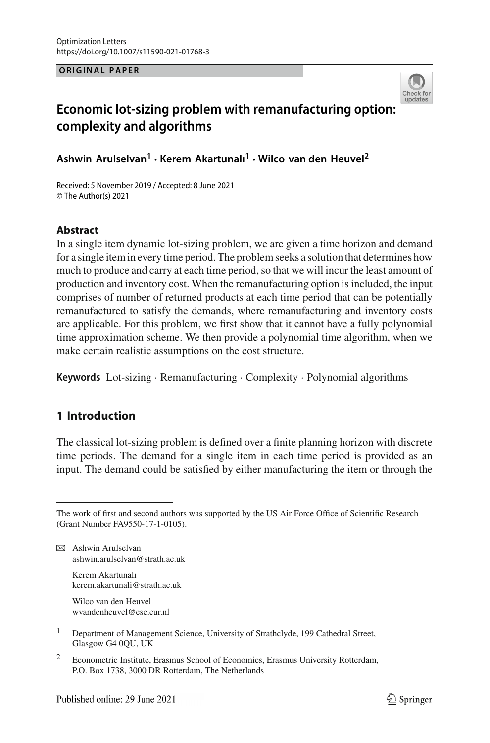ORIGINAL PAPER

# Economic lot-sizing problem with remanufacturing option: complexity and algorithms

**Ashwin Arulselvan[1] · Kerem Akartunalı[1] · Wilco van den Heuvel[2]**

Received: 5 November 2019 / Accepted: 8 June 2021
© The Author(s) 2021

## Abstract

In a single item dynamic lot-sizing problem, we are given a time horizon and demand for a single item in every time period. The problem seeks a solution that determines how much to produce and carry at each time period, so that we will incur the least amount of production and inventory cost. When the remanufacturing option is included, the input comprises of number of returned products at each time period that can be potentially remanufactured to satisfy the demands, where remanufacturing and inventory costs are applicable. For this problem, we first show that it cannot have a fully polynomial time approximation scheme. We then provide a polynomial time algorithm, when we make certain realistic assumptions on the cost structure.

**Keywords** Lot-sizing · Remanufacturing · Complexity · Polynomial algorithms

## 1 Introduction

The classical lot-sizing problem is defined over a finite planning horizon with discrete time periods. The demand for a single item in each time period is provided as an input. The demand could be satisfied by either manufacturing the item or through the

---

The work of first and second authors was supported by the US Air Force Office of Scientific Research (Grant Number FA9550-17-1-0105).

✉ Ashwin Arulselvan
ashwin.arulselvan@strath.ac.uk

Kerem Akartunalı
kerem.akartunali@strath.ac.uk

Wilco van den Heuvel
wvandenheuvel@ese.eur.nl

[1] Department of Management Science, University of Strathclyde, 199 Cathedral Street, Glasgow G4 0QU, UK

[2] Econometric Institute, Erasmus School of Economics, Erasmus University Rotterdam, P.O. Box 1738, 3000 DR Rotterdam, The Netherlands

Published online: 29 June 2021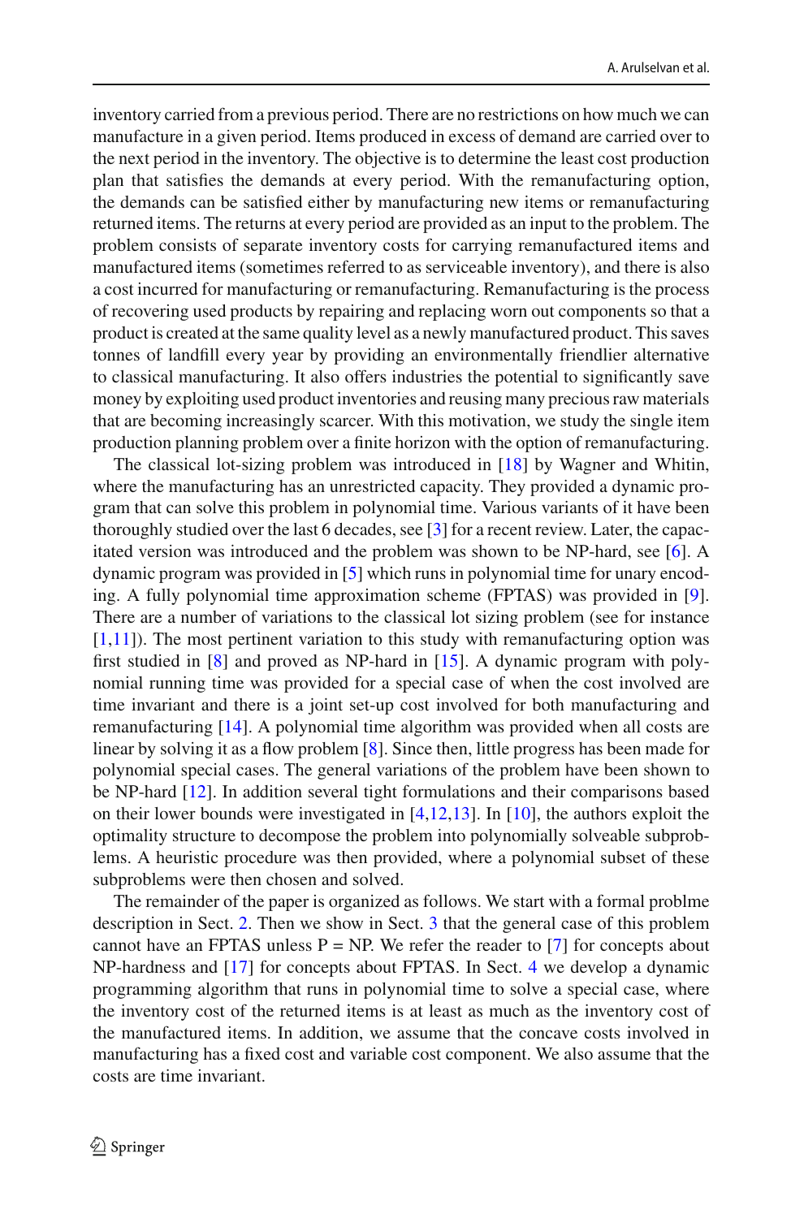inventory carried from a previous period. There are no restrictions on how much we can manufacture in a given period. Items produced in excess of demand are carried over to the next period in the inventory. The objective is to determine the least cost production plan that satisfies the demands at every period. With the remanufacturing option, the demands can be satisfied either by manufacturing new items or remanufacturing returned items. The returns at every period are provided as an input to the problem. The problem consists of separate inventory costs for carrying remanufactured items and manufactured items (sometimes referred to as serviceable inventory), and there is also a cost incurred for manufacturing or remanufacturing. Remanufacturing is the process of recovering used products by repairing and replacing worn out components so that a product is created at the same quality level as a newly manufactured product. This saves tonnes of landfill every year by providing an environmentally friendlier alternative to classical manufacturing. It also offers industries the potential to significantly save money by exploiting used product inventories and reusing many precious raw materials that are becoming increasingly scarcer. With this motivation, we study the single item production planning problem over a finite horizon with the option of remanufacturing.

The classical lot-sizing problem was introduced in [18] by Wagner and Whitin, where the manufacturing has an unrestricted capacity. They provided a dynamic program that can solve this problem in polynomial time. Various variants of it have been thoroughly studied over the last 6 decades, see [3] for a recent review. Later, the capacitated version was introduced and the problem was shown to be NP-hard, see [6]. A dynamic program was provided in [5] which runs in polynomial time for unary encoding. A fully polynomial time approximation scheme (FPTAS) was provided in [9]. There are a number of variations to the classical lot sizing problem (see for instance [1,11]). The most pertinent variation to this study with remanufacturing option was first studied in [8] and proved as NP-hard in [15]. A dynamic program with polynomial running time was provided for a special case of when the cost involved are time invariant and there is a joint set-up cost involved for both manufacturing and remanufacturing [14]. A polynomial time algorithm was provided when all costs are linear by solving it as a flow problem [8]. Since then, little progress has been made for polynomial special cases. The general variations of the problem have been shown to be NP-hard [12]. In addition several tight formulations and their comparisons based on their lower bounds were investigated in [4,12,13]. In [10], the authors exploit the optimality structure to decompose the problem into polynomially solveable subproblems. A heuristic procedure was then provided, where a polynomial subset of these subproblems were then chosen and solved.

The remainder of the paper is organized as follows. We start with a formal problme description in Sect. 2. Then we show in Sect. 3 that the general case of this problem cannot have an FPTAS unless P = NP. We refer the reader to [7] for concepts about NP-hardness and [17] for concepts about FPTAS. In Sect. 4 we develop a dynamic programming algorithm that runs in polynomial time to solve a special case, where the inventory cost of the returned items is at least as much as the inventory cost of the manufactured items. In addition, we assume that the concave costs involved in manufacturing has a fixed cost and variable cost component. We also assume that the costs are time invariant.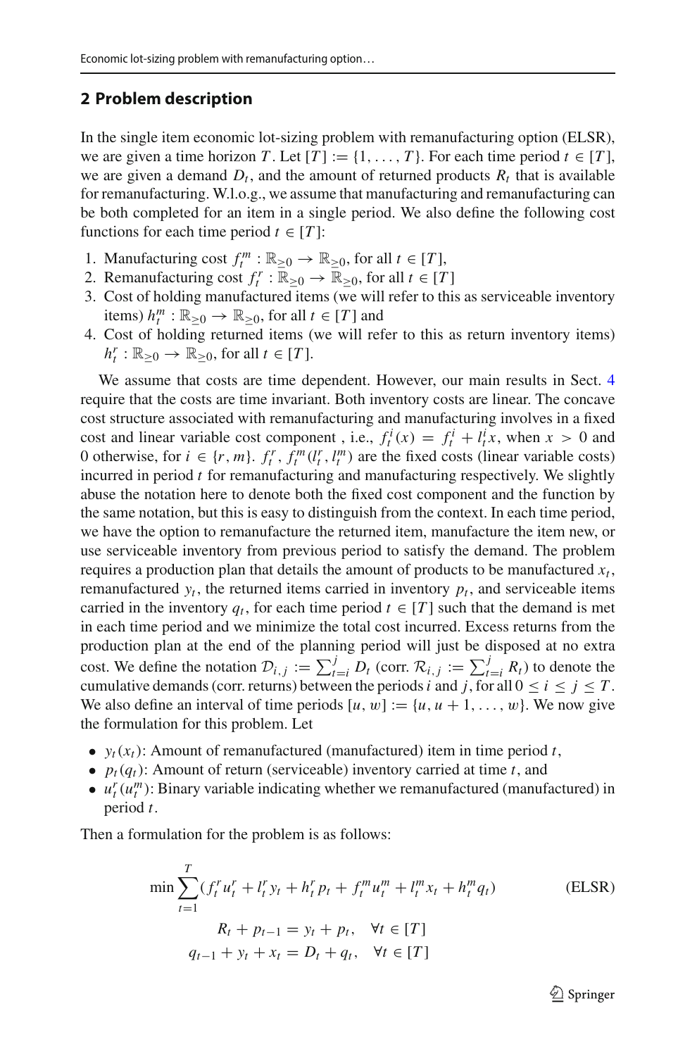## 2 Problem description

In the single item economic lot-sizing problem with remanufacturing option (ELSR), we are given a time horizon $T$. Let $[T] := \{1, \ldots, T\}$. For each time period $t \in [T]$, we are given a demand $D_t$, and the amount of returned products $R_t$ that is available for remanufacturing. W.l.o.g., we assume that manufacturing and remanufacturing can be both completed for an item in a single period. We also define the following cost functions for each time period $t \in [T]$:

1. Manufacturing cost $f_t^m : \mathbb{R}_{\geq 0} \rightarrow \mathbb{R}_{\geq 0}$, for all $t \in [T]$,
2. Remanufacturing cost $f_t^r : \mathbb{R}_{\geq 0} \rightarrow \mathbb{R}_{\geq 0}$, for all $t \in [T]$
3. Cost of holding manufactured items (we will refer to this as serviceable inventory items) $h_t^m : \mathbb{R}_{\geq 0} \rightarrow \mathbb{R}_{\geq 0}$, for all $t \in [T]$ and
4. Cost of holding returned items (we will refer to this as return inventory items) $h_t^r : \mathbb{R}_{\geq 0} \rightarrow \mathbb{R}_{\geq 0}$, for all $t \in [T]$.

We assume that costs are time dependent. However, our main results in Sect. 4 require that the costs are time invariant. Both inventory costs are linear. The concave cost structure associated with remanufacturing and manufacturing involves in a fixed cost and linear variable cost component , i.e., $f_t^i(x) = f_t^i + l_t^i x$, when $x > 0$ and 0 otherwise, for $i \in \{r, m\}$. $f_t^r, f_t^m (l_t^r, l_t^m)$ are the fixed costs (linear variable costs) incurred in period $t$ for remanufacturing and manufacturing respectively. We slightly abuse the notation here to denote both the fixed cost component and the function by the same notation, but this is easy to distinguish from the context. In each time period, we have the option to remanufacture the returned item, manufacture the item new, or use serviceable inventory from previous period to satisfy the demand. The problem requires a production plan that details the amount of products to be manufactured $x_t$, remanufactured $y_t$, the returned items carried in inventory $p_t$, and serviceable items carried in the inventory $q_t$, for each time period $t \in [T]$ such that the demand is met in each time period and we minimize the total cost incurred. Excess returns from the production plan at the end of the planning period will just be disposed at no extra cost. We define the notation $\mathcal{D}_{i,j} := \sum_{t=i}^{j} D_t$ (corr. $\mathcal{R}_{i,j} := \sum_{t=i}^{j} R_t$) to denote the cumulative demands (corr. returns) between the periods $i$ and $j$, for all $0 \leq i \leq j \leq T$. We also define an interval of time periods $[u, w] := \{u, u+1, \ldots, w\}$. We now give the formulation for this problem. Let

- $y_t(x_t)$: Amount of remanufactured (manufactured) item in time period $t$,
- $p_t(q_t)$: Amount of return (serviceable) inventory carried at time $t$, and
- $u_t^r(u_t^m)$: Binary variable indicating whether we remanufactured (manufactured) in period $t$.

Then a formulation for the problem is as follows:

$$\min \sum_{t=1}^{T} (f_t^r u_t^r + l_t^r y_t + h_t^r p_t + f_t^m u_t^m + l_t^m x_t + h_t^m q_t) \qquad \text{(ELSR)}$$

$$R_t + p_{t-1} = y_t + p_t, \quad \forall t \in [T]$$

$$q_{t-1} + y_t + x_t = D_t + q_t, \quad \forall t \in [T]$$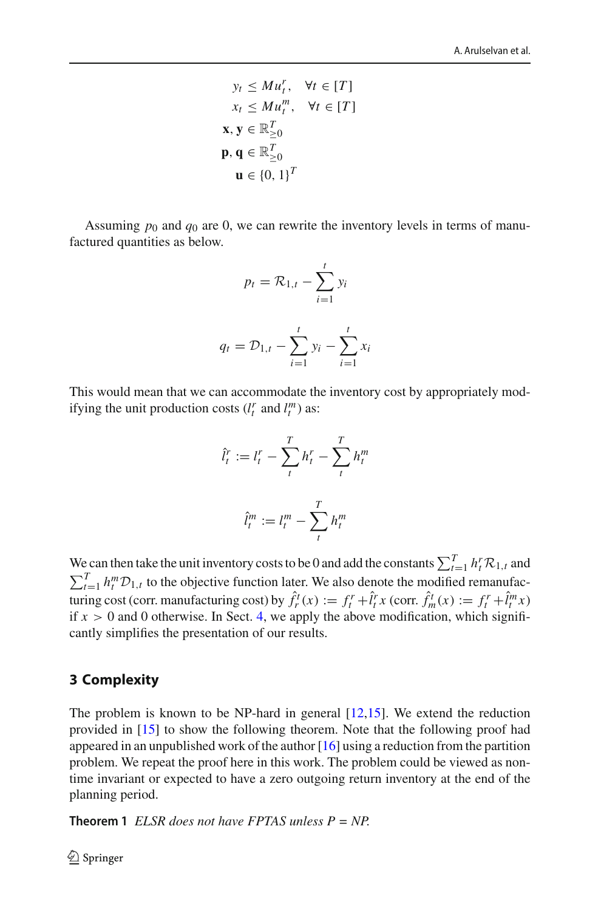$$
\begin{aligned}
y_t &\le M u_t^r, \quad \forall t \in [T] \\
x_t &\le M u_t^m, \quad \forall t \in [T] \\
\mathbf{x}, \mathbf{y} &\in \mathbb{R}^T_{\ge 0} \\
\mathbf{p}, \mathbf{q} &\in \mathbb{R}^T_{\ge 0} \\
\mathbf{u} &\in \{0, 1\}^T
\end{aligned}
$$

Assuming $p_0$ and $q_0$ are 0, we can rewrite the inventory levels in terms of manufactured quantities as below.

$$
p_t = \mathcal{R}_{1,t} - \sum_{i=1}^{t} y_i
$$

$$
q_t = \mathcal{D}_{1,t} - \sum_{i=1}^{t} y_i - \sum_{i=1}^{t} x_i
$$

This would mean that we can accommodate the inventory cost by appropriately modifying the unit production costs ($l_t^r$ and $l_t^m$) as:

$$
\hat{l}_t^r := l_t^r - \sum_{t}^{T} h_t^r - \sum_{t}^{T} h_t^m
$$

$$
\hat{l}_t^m := l_t^m - \sum_{t}^{T} h_t^m
$$

We can then take the unit inventory costs to be 0 and add the constants $\sum_{t=1}^{T} h_t^r \mathcal{R}_{1,t}$ and $\sum_{t=1}^{T} h_t^m \mathcal{D}_{1,t}$ to the objective function later. We also denote the modified remanufacturing cost (corr. manufacturing cost) by $\hat{f}_r^t(x) := f_t^r + \hat{l}_t^r x$ (corr. $\hat{f}_m^t(x) := f_t^r + \hat{l}_t^m x$) if $x > 0$ and 0 otherwise. In Sect. 4, we apply the above modification, which significantly simplifies the presentation of our results.

## 3 Complexity

The problem is known to be NP-hard in general [12,15]. We extend the reduction provided in [15] to show the following theorem. Note that the following proof had appeared in an unpublished work of the author [16] using a reduction from the partition problem. We repeat the proof here in this work. The problem could be viewed as non-time invariant or expected to have a zero outgoing return inventory at the end of the planning period.

**Theorem 1** *ELSR does not have FPTAS unless P = NP.*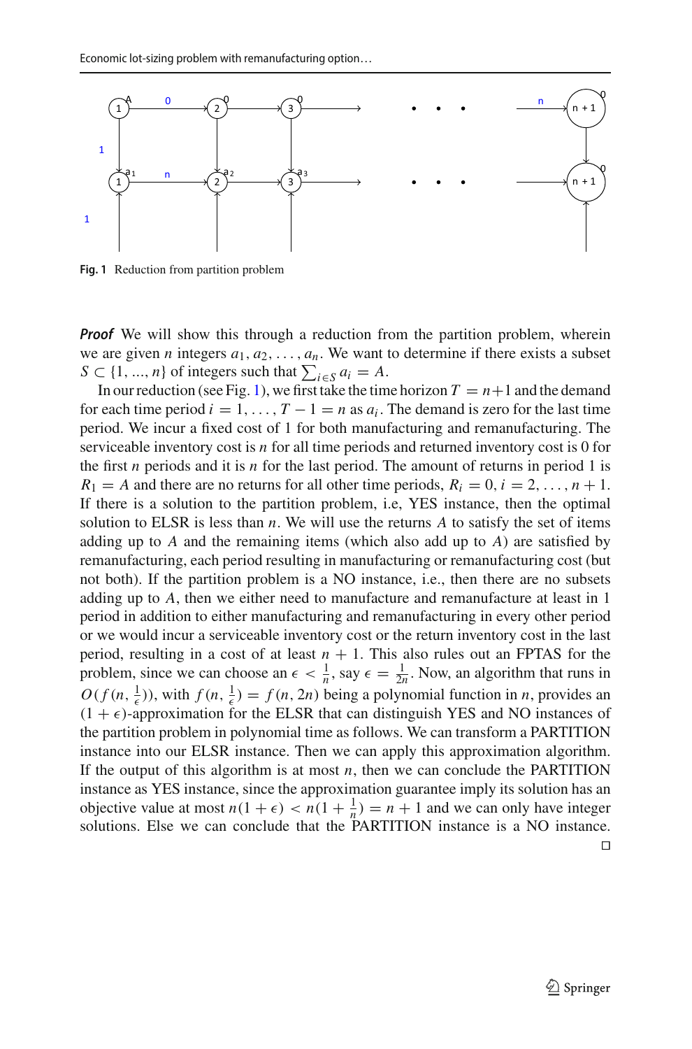Fig. 1 Reduction from partition problem

***Proof*** We will show this through a reduction from the partition problem, wherein we are given $n$ integers $a_1, a_2, \ldots, a_n$. We want to determine if there exists a subset $S \subset \{1, ..., n\}$ of integers such that $\sum_{i \in S} a_i = A$.

In our reduction (see Fig. 1), we first take the time horizon $T = n+1$ and the demand for each time period $i = 1, \ldots, T-1 = n$ as $a_i$. The demand is zero for the last time period. We incur a fixed cost of 1 for both manufacturing and remanufacturing. The serviceable inventory cost is $n$ for all time periods and returned inventory cost is 0 for the first $n$ periods and it is $n$ for the last period. The amount of returns in period 1 is $R_1 = A$ and there are no returns for all other time periods, $R_i = 0, i = 2, \ldots, n+1$. If there is a solution to the partition problem, i.e, YES instance, then the optimal solution to ELSR is less than $n$. We will use the returns $A$ to satisfy the set of items adding up to $A$ and the remaining items (which also add up to $A$) are satisfied by remanufacturing, each period resulting in manufacturing or remanufacturing cost (but not both). If the partition problem is a NO instance, i.e., then there are no subsets adding up to $A$, then we either need to manufacture and remanufacture at least in 1 period in addition to either manufacturing and remanufacturing in every other period or we would incur a serviceable inventory cost or the return inventory cost in the last period, resulting in a cost of at least $n+1$. This also rules out an FPTAS for the problem, since we can choose an $\epsilon < \frac{1}{n}$, say $\epsilon = \frac{1}{2n}$. Now, an algorithm that runs in $O(f(n, \frac{1}{\epsilon}))$, with $f(n, \frac{1}{\epsilon}) = f(n, 2n)$ being a polynomial function in $n$, provides an $(1+\epsilon)$-approximation for the ELSR that can distinguish YES and NO instances of the partition problem in polynomial time as follows. We can transform a PARTITION instance into our ELSR instance. Then we can apply this approximation algorithm. If the output of this algorithm is at most $n$, then we can conclude the PARTITION instance as YES instance, since the approximation guarantee imply its solution has an objective value at most $n(1+\epsilon) < n(1+\frac{1}{n}) = n+1$ and we can only have integer solutions. Else we can conclude that the PARTITION instance is a NO instance. $\square$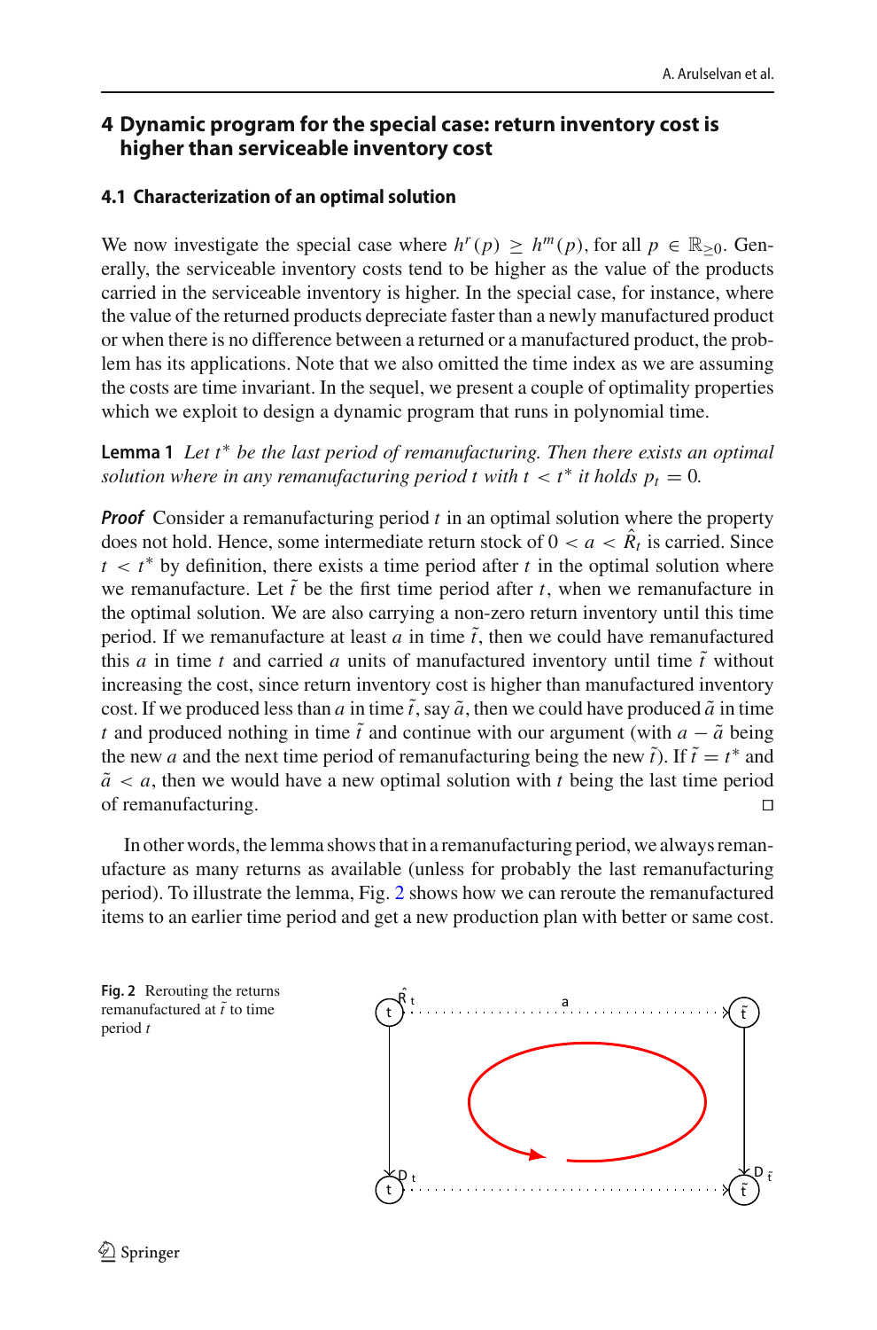## 4 Dynamic program for the special case: return inventory cost is higher than serviceable inventory cost

### 4.1 Characterization of an optimal solution

We now investigate the special case where $h^r(p) \geq h^m(p)$, for all $p \in \mathbb{R}_{\geq 0}$. Generally, the serviceable inventory costs tend to be higher as the value of the products carried in the serviceable inventory is higher. In the special case, for instance, where the value of the returned products depreciate faster than a newly manufactured product or when there is no difference between a returned or a manufactured product, the problem has its applications. Note that we also omitted the time index as we are assuming the costs are time invariant. In the sequel, we present a couple of optimality properties which we exploit to design a dynamic program that runs in polynomial time.

**Lemma 1** *Let $t^*$ be the last period of remanufacturing. Then there exists an optimal solution where in any remanufacturing period $t$ with $t < t^*$ it holds $p_t = 0$.*

***Proof*** Consider a remanufacturing period $t$ in an optimal solution where the property does not hold. Hence, some intermediate return stock of $0 < a < \hat{R}_t$ is carried. Since $t < t^*$ by definition, there exists a time period after $t$ in the optimal solution where we remanufacture. Let $\tilde{t}$ be the first time period after $t$, when we remanufacture in the optimal solution. We are also carrying a non-zero return inventory until this time period. If we remanufacture at least $a$ in time $\tilde{t}$, then we could have remanufactured this $a$ in time $t$ and carried $a$ units of manufactured inventory until time $\tilde{t}$ without increasing the cost, since return inventory cost is higher than manufactured inventory cost. If we produced less than $a$ in time $\tilde{t}$, say $\tilde{a}$, then we could have produced $\tilde{a}$ in time $t$ and produced nothing in time $\tilde{t}$ and continue with our argument (with $a - \tilde{a}$ being the new $a$ and the next time period of remanufacturing being the new $\tilde{t}$). If $\tilde{t} = t^*$ and $\tilde{a} < a$, then we would have a new optimal solution with $t$ being the last time period of remanufacturing. □

In other words, the lemma shows that in a remanufacturing period, we always remanufacture as many returns as available (unless for probably the last remanufacturing period). To illustrate the lemma, Fig. 2 shows how we can reroute the remanufactured items to an earlier time period and get a new production plan with better or same cost.

**Fig. 2** Rerouting the returns remanufactured at $\tilde{t}$ to time period $t$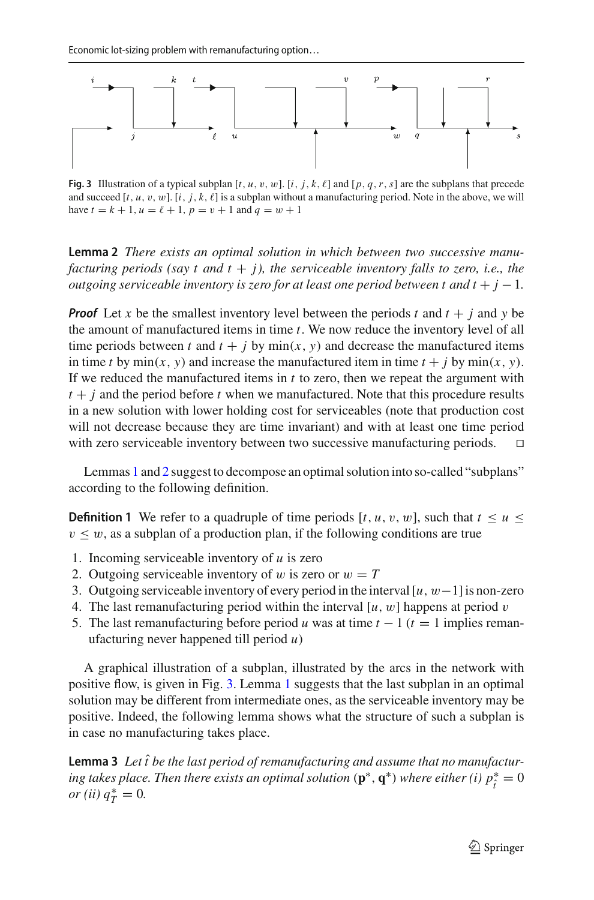Fig. 3 Illustration of a typical subplan $[t, u, v, w]$. $[i, j, k, \ell]$ and $[p, q, r, s]$ are the subplans that precede and succeed $[t, u, v, w]$. $[i, j, k, \ell]$ is a subplan without a manufacturing period. Note in the above, we will have $t = k + 1$, $u = \ell + 1$, $p = v + 1$ and $q = w + 1$

**Lemma 2** *There exists an optimal solution in which between two successive manufacturing periods (say $t$ and $t + j$), the serviceable inventory falls to zero, i.e., the outgoing serviceable inventory is zero for at least one period between $t$ and $t + j - 1$.*

***Proof*** Let $x$ be the smallest inventory level between the periods $t$ and $t + j$ and $y$ be the amount of manufactured items in time $t$. We now reduce the inventory level of all time periods between $t$ and $t + j$ by $\min(x, y)$ and decrease the manufactured items in time $t$ by $\min(x, y)$ and increase the manufactured item in time $t + j$ by $\min(x, y)$. If we reduced the manufactured items in $t$ to zero, then we repeat the argument with $t + j$ and the period before $t$ when we manufactured. Note that this procedure results in a new solution with lower holding cost for serviceables (note that production cost will not decrease because they are time invariant) and with at least one time period with zero serviceable inventory between two successive manufacturing periods. □

Lemmas 1 and 2 suggest to decompose an optimal solution into so-called "subplans" according to the following definition.

**Definition 1** We refer to a quadruple of time periods $[t, u, v, w]$, such that $t \leq u \leq v \leq w$, as a subplan of a production plan, if the following conditions are true

1. Incoming serviceable inventory of $u$ is zero
2. Outgoing serviceable inventory of $w$ is zero or $w = T$
3. Outgoing serviceable inventory of every period in the interval $[u, w-1]$ is non-zero
4. The last remanufacturing period within the interval $[u, w]$ happens at period $v$
5. The last remanufacturing before period $u$ was at time $t - 1$ ($t = 1$ implies remanufacturing never happened till period $u$)

A graphical illustration of a subplan, illustrated by the arcs in the network with positive flow, is given in Fig. 3. Lemma 1 suggests that the last subplan in an optimal solution may be different from intermediate ones, as the serviceable inventory may be positive. Indeed, the following lemma shows what the structure of such a subplan is in case no manufacturing takes place.

**Lemma 3** *Let $\hat{t}$ be the last period of remanufacturing and assume that no manufacturing takes place. Then there exists an optimal solution $(\mathbf{p}^*, \mathbf{q}^*)$ where either (i) $p^*_{\hat{t}} = 0$ or (ii) $q^*_T = 0$.*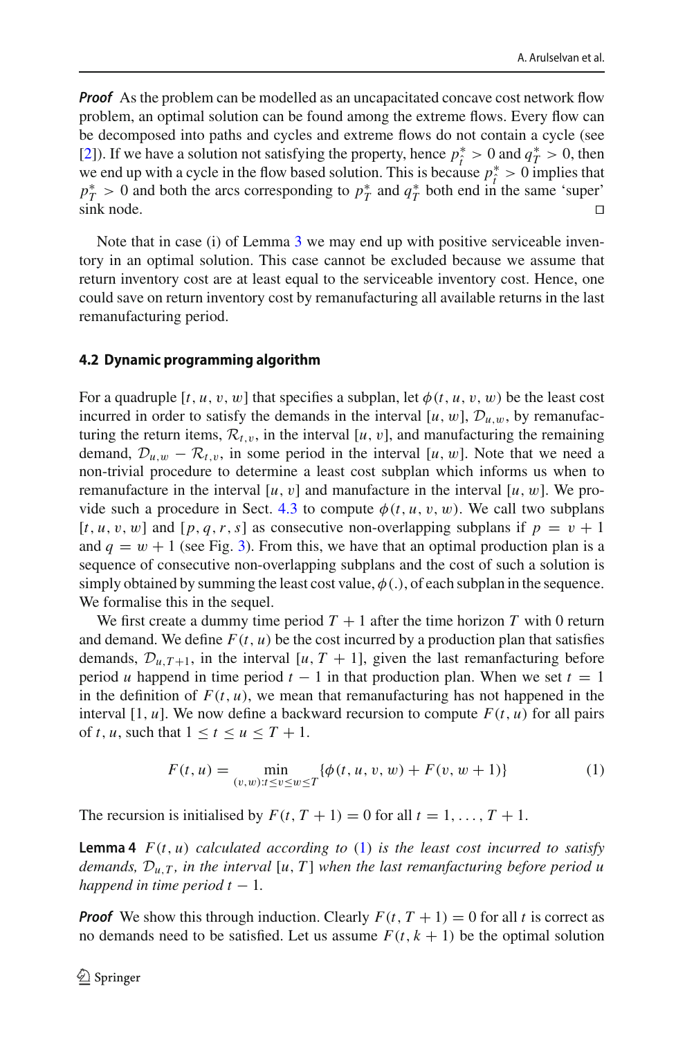***Proof*** As the problem can be modelled as an uncapacitated concave cost network flow problem, an optimal solution can be found among the extreme flows. Every flow can be decomposed into paths and cycles and extreme flows do not contain a cycle (see [2]). If we have a solution not satisfying the property, hence $p^*_{\hat{t}} > 0$ and $q^*_T > 0$, then we end up with a cycle in the flow based solution. This is because $p^*_{\hat{t}} > 0$ implies that $p^*_T > 0$ and both the arcs corresponding to $p^*_T$ and $q^*_T$ both end in the same 'super' sink node. □

Note that in case (i) of Lemma 3 we may end up with positive serviceable inventory in an optimal solution. This case cannot be excluded because we assume that return inventory cost are at least equal to the serviceable inventory cost. Hence, one could save on return inventory cost by remanufacturing all available returns in the last remanufacturing period.

### 4.2 Dynamic programming algorithm

For a quadruple $[t, u, v, w]$ that specifies a subplan, let $\phi(t, u, v, w)$ be the least cost incurred in order to satisfy the demands in the interval $[u, w]$, $\mathcal{D}_{u,w}$, by remanufacturing the return items, $\mathcal{R}_{t,v}$, in the interval $[u, v]$, and manufacturing the remaining demand, $\mathcal{D}_{u,w} - \mathcal{R}_{t,v}$, in some period in the interval $[u, w]$. Note that we need a non-trivial procedure to determine a least cost subplan which informs us when to remanufacture in the interval $[u, v]$ and manufacture in the interval $[u, w]$. We provide such a procedure in Sect. 4.3 to compute $\phi(t, u, v, w)$. We call two subplans $[t, u, v, w]$ and $[p, q, r, s]$ as consecutive non-overlapping subplans if $p = v + 1$ and $q = w + 1$ (see Fig. 3). From this, we have that an optimal production plan is a sequence of consecutive non-overlapping subplans and the cost of such a solution is simply obtained by summing the least cost value, $\phi(.)$, of each subplan in the sequence. We formalise this in the sequel.

We first create a dummy time period $T + 1$ after the time horizon $T$ with 0 return and demand. We define $F(t, u)$ be the cost incurred by a production plan that satisfies demands, $\mathcal{D}_{u,T+1}$, in the interval $[u, T + 1]$, given the last remanfacturing before period $u$ happend in time period $t - 1$ in that production plan. When we set $t = 1$ in the definition of $F(t, u)$, we mean that remanufacturing has not happened in the interval $[1, u]$. We now define a backward recursion to compute $F(t, u)$ for all pairs of $t, u$, such that $1 \le t \le u \le T + 1$.

$$F(t, u) = \min_{(v,w):t \le v \le w \le T} \{\phi(t, u, v, w) + F(v, w + 1)\} \tag{1}$$

The recursion is initialised by $F(t, T + 1) = 0$ for all $t = 1, \ldots, T + 1$.

**Lemma 4** *$F(t, u)$ calculated according to (1) is the least cost incurred to satisfy demands, $\mathcal{D}_{u,T}$, in the interval $[u, T]$ when the last remanfacturing before period $u$ happend in time period $t - 1$.*

***Proof*** We show this through induction. Clearly $F(t, T + 1) = 0$ for all $t$ is correct as no demands need to be satisfied. Let us assume $F(t, k + 1)$ be the optimal solution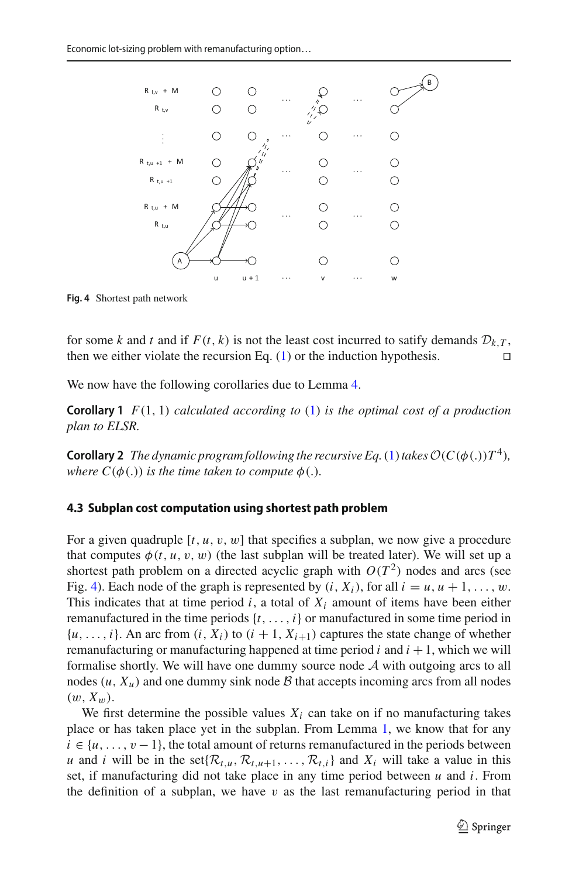Fig. 4 Shortest path network

for some $k$ and $t$ and if $F(t, k)$ is not the least cost incurred to satisfy demands $\mathcal{D}_{k,T}$, then we either violate the recursion Eq. (1) or the induction hypothesis. □

We now have the following corollaries due to Lemma 4.

**Corollary 1** *$F(1, 1)$ calculated according to (1) is the optimal cost of a production plan to ELSR.*

**Corollary 2** *The dynamic program following the recursive Eq. (1) takes $\mathcal{O}(C(\phi(.))T^4)$, where $C(\phi(.))$ is the time taken to compute $\phi(.)$.*

#### 4.3 Subplan cost computation using shortest path problem

For a given quadruple $[t, u, v, w]$ that specifies a subplan, we now give a procedure that computes $\phi(t, u, v, w)$ (the last subplan will be treated later). We will set up a shortest path problem on a directed acyclic graph with $O(T^2)$ nodes and arcs (see Fig. 4). Each node of the graph is represented by $(i, X_i)$, for all $i = u, u+1, \ldots, w$. This indicates that at time period $i$, a total of $X_i$ amount of items have been either remanufactured in the time periods $\{t, \ldots, i\}$ or manufactured in some time period in $\{u, \ldots, i\}$. An arc from $(i, X_i)$ to $(i+1, X_{i+1})$ captures the state change of whether remanufacturing or manufacturing happened at time period $i$ and $i+1$, which we will formalise shortly. We will have one dummy source node $\mathcal{A}$ with outgoing arcs to all nodes $(u, X_u)$ and one dummy sink node $\mathcal{B}$ that accepts incoming arcs from all nodes $(w, X_w)$.

We first determine the possible values $X_i$ can take on if no manufacturing takes place or has taken place yet in the subplan. From Lemma 1, we know that for any $i \in \{u, \ldots, v-1\}$, the total amount of returns remanufactured in the periods between $u$ and $i$ will be in the set$\{\mathcal{R}_{t,u}, \mathcal{R}_{t,u+1}, \ldots, \mathcal{R}_{t,i}\}$ and $X_i$ will take a value in this set, if manufacturing did not take place in any time period between $u$ and $i$. From the definition of a subplan, we have $v$ as the last remanufacturing period in that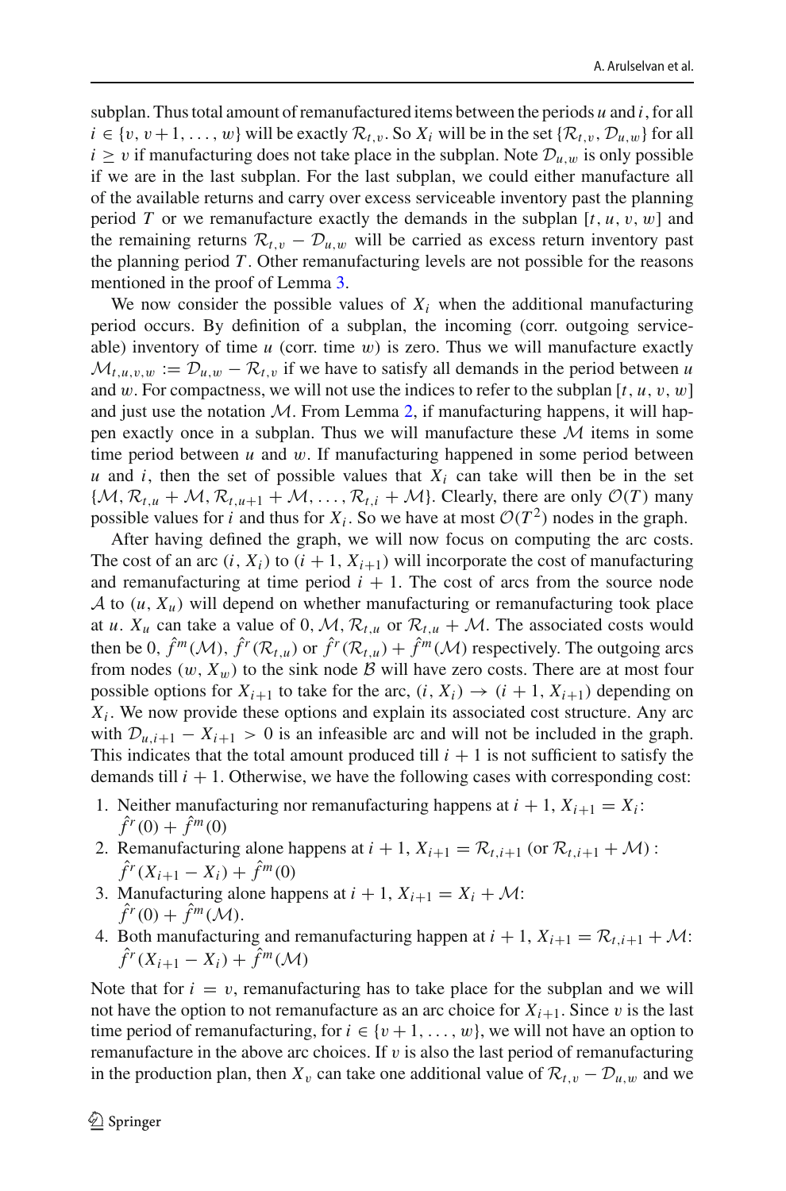subplan. Thus total amount of remanufactured items between the periods $u$ and $i$, for all $i \in \{v, v+1, \ldots, w\}$ will be exactly $\mathcal{R}_{t,v}$. So $X_i$ will be in the set $\{\mathcal{R}_{t,v}, \mathcal{D}_{u,w}\}$ for all $i \geq v$ if manufacturing does not take place in the subplan. Note $\mathcal{D}_{u,w}$ is only possible if we are in the last subplan. For the last subplan, we could either manufacture all of the available returns and carry over excess serviceable inventory past the planning period $T$ or we remanufacture exactly the demands in the subplan $[t, u, v, w]$ and the remaining returns $\mathcal{R}_{t,v} - \mathcal{D}_{u,w}$ will be carried as excess return inventory past the planning period $T$. Other remanufacturing levels are not possible for the reasons mentioned in the proof of Lemma 3.

We now consider the possible values of $X_i$ when the additional manufacturing period occurs. By definition of a subplan, the incoming (corr. outgoing serviceable) inventory of time $u$ (corr. time $w$) is zero. Thus we will manufacture exactly $\mathcal{M}_{t,u,v,w} := \mathcal{D}_{u,w} - \mathcal{R}_{t,v}$ if we have to satisfy all demands in the period between $u$ and $w$. For compactness, we will not use the indices to refer to the subplan $[t, u, v, w]$ and just use the notation $\mathcal{M}$. From Lemma 2, if manufacturing happens, it will happen exactly once in a subplan. Thus we will manufacture these $\mathcal{M}$ items in some time period between $u$ and $w$. If manufacturing happened in some period between $u$ and $i$, then the set of possible values that $X_i$ can take will then be in the set $\{\mathcal{M}, \mathcal{R}_{t,u} + \mathcal{M}, \mathcal{R}_{t,u+1} + \mathcal{M}, \ldots, \mathcal{R}_{t,i} + \mathcal{M}\}$. Clearly, there are only $\mathcal{O}(T)$ many possible values for $i$ and thus for $X_i$. So we have at most $\mathcal{O}(T^2)$ nodes in the graph.

After having defined the graph, we will now focus on computing the arc costs. The cost of an arc $(i, X_i)$ to $(i+1, X_{i+1})$ will incorporate the cost of manufacturing and remanufacturing at time period $i+1$. The cost of arcs from the source node $\mathcal{A}$ to $(u, X_u)$ will depend on whether manufacturing or remanufacturing took place at $u$. $X_u$ can take a value of $0, \mathcal{M}, \mathcal{R}_{t,u}$ or $\mathcal{R}_{t,u} + \mathcal{M}$. The associated costs would then be $0$, $\hat{f}^m(\mathcal{M})$, $\hat{f}^r(\mathcal{R}_{t,u})$ or $\hat{f}^r(\mathcal{R}_{t,u}) + \hat{f}^m(\mathcal{M})$ respectively. The outgoing arcs from nodes $(w, X_w)$ to the sink node $\mathcal{B}$ will have zero costs. There are at most four possible options for $X_{i+1}$ to take for the arc, $(i, X_i) \to (i+1, X_{i+1})$ depending on $X_i$. We now provide these options and explain its associated cost structure. Any arc with $\mathcal{D}_{u,i+1} - X_{i+1} > 0$ is an infeasible arc and will not be included in the graph. This indicates that the total amount produced till $i+1$ is not sufficient to satisfy the demands till $i+1$. Otherwise, we have the following cases with corresponding cost:

1. Neither manufacturing nor remanufacturing happens at $i+1$, $X_{i+1} = X_i$: $\hat{f}^r(0) + \hat{f}^m(0)$
2. Remanufacturing alone happens at $i+1$, $X_{i+1} = \mathcal{R}_{t,i+1}$ (or $\mathcal{R}_{t,i+1} + \mathcal{M}$) : $\hat{f}^r(X_{i+1} - X_i) + \hat{f}^m(0)$
3. Manufacturing alone happens at $i+1$, $X_{i+1} = X_i + \mathcal{M}$: $\hat{f}^r(0) + \hat{f}^m(\mathcal{M})$.
4. Both manufacturing and remanufacturing happen at $i+1$, $X_{i+1} = \mathcal{R}_{t,i+1} + \mathcal{M}$: $\hat{f}^r(X_{i+1} - X_i) + \hat{f}^m(\mathcal{M})$

Note that for $i = v$, remanufacturing has to take place for the subplan and we will not have the option to not remanufacture as an arc choice for $X_{i+1}$. Since $v$ is the last time period of remanufacturing, for $i \in \{v+1, \ldots, w\}$, we will not have an option to remanufacture in the above arc choices. If $v$ is also the last period of remanufacturing in the production plan, then $X_v$ can take one additional value of $\mathcal{R}_{t,v} - \mathcal{D}_{u,w}$ and we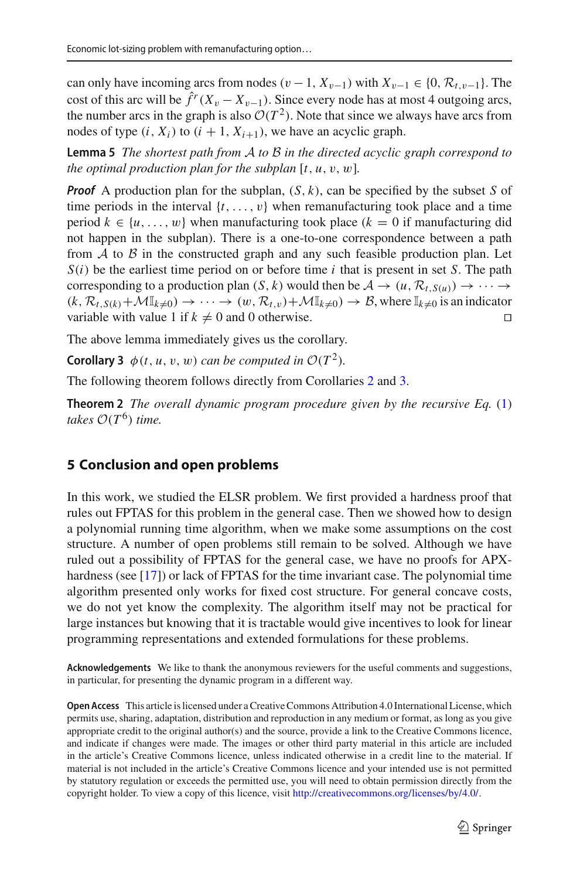can only have incoming arcs from nodes $(v-1, X_{v-1})$ with $X_{v-1} \in \{0, \mathcal{R}_{t,v-1}\}$. The cost of this arc will be $\hat{f}^r(X_v - X_{v-1})$. Since every node has at most 4 outgoing arcs, the number arcs in the graph is also $\mathcal{O}(T^2)$. Note that since we always have arcs from nodes of type $(i, X_i)$ to $(i+1, X_{i+1})$, we have an acyclic graph.

**Lemma 5** *The shortest path from $\mathcal{A}$ to $\mathcal{B}$ in the directed acyclic graph correspond to the optimal production plan for the subplan $[t, u, v, w]$.*

***Proof*** A production plan for the subplan, $(S, k)$, can be specified by the subset $S$ of time periods in the interval $\{t, \ldots, v\}$ when remanufacturing took place and a time period $k \in \{u, \ldots, w\}$ when manufacturing took place ($k = 0$ if manufacturing did not happen in the subplan). There is a one-to-one correspondence between a path from $\mathcal{A}$ to $\mathcal{B}$ in the constructed graph and any such feasible production plan. Let $S(i)$ be the earliest time period on or before time $i$ that is present in set $S$. The path corresponding to a production plan $(S, k)$ would then be $\mathcal{A} \rightarrow (u, \mathcal{R}_{t,S(u)}) \rightarrow \cdots \rightarrow (k, \mathcal{R}_{t,S(k)} + \mathcal{M}\mathbb{I}_{k\neq 0}) \rightarrow \cdots \rightarrow (w, \mathcal{R}_{t,v} + \mathcal{M}\mathbb{I}_{k\neq 0}) \rightarrow \mathcal{B}$, where $\mathbb{I}_{k\neq 0}$ is an indicator variable with value 1 if $k \neq 0$ and 0 otherwise. □

The above lemma immediately gives us the corollary.

**Corollary 3** *$\phi(t, u, v, w)$ can be computed in $\mathcal{O}(T^2)$.*

The following theorem follows directly from Corollaries 2 and 3.

**Theorem 2** *The overall dynamic program procedure given by the recursive Eq. (1) takes $\mathcal{O}(T^6)$ time.*

## 5 Conclusion and open problems

In this work, we studied the ELSR problem. We first provided a hardness proof that rules out FPTAS for this problem in the general case. Then we showed how to design a polynomial running time algorithm, when we make some assumptions on the cost structure. A number of open problems still remain to be solved. Although we have ruled out a possibility of FPTAS for the general case, we have no proofs for APX-hardness (see [17]) or lack of FPTAS for the time invariant case. The polynomial time algorithm presented only works for fixed cost structure. For general concave costs, we do not yet know the complexity. The algorithm itself may not be practical for large instances but knowing that it is tractable would give incentives to look for linear programming representations and extended formulations for these problems.

**Acknowledgements** We like to thank the anonymous reviewers for the useful comments and suggestions, in particular, for presenting the dynamic program in a different way.

**Open Access** This article is licensed under a Creative Commons Attribution 4.0 International License, which permits use, sharing, adaptation, distribution and reproduction in any medium or format, as long as you give appropriate credit to the original author(s) and the source, provide a link to the Creative Commons licence, and indicate if changes were made. The images or other third party material in this article are included in the article's Creative Commons licence, unless indicated otherwise in a credit line to the material. If material is not included in the article's Creative Commons licence and your intended use is not permitted by statutory regulation or exceeds the permitted use, you will need to obtain permission directly from the copyright holder. To view a copy of this licence, visit http://creativecommons.org/licenses/by/4.0/.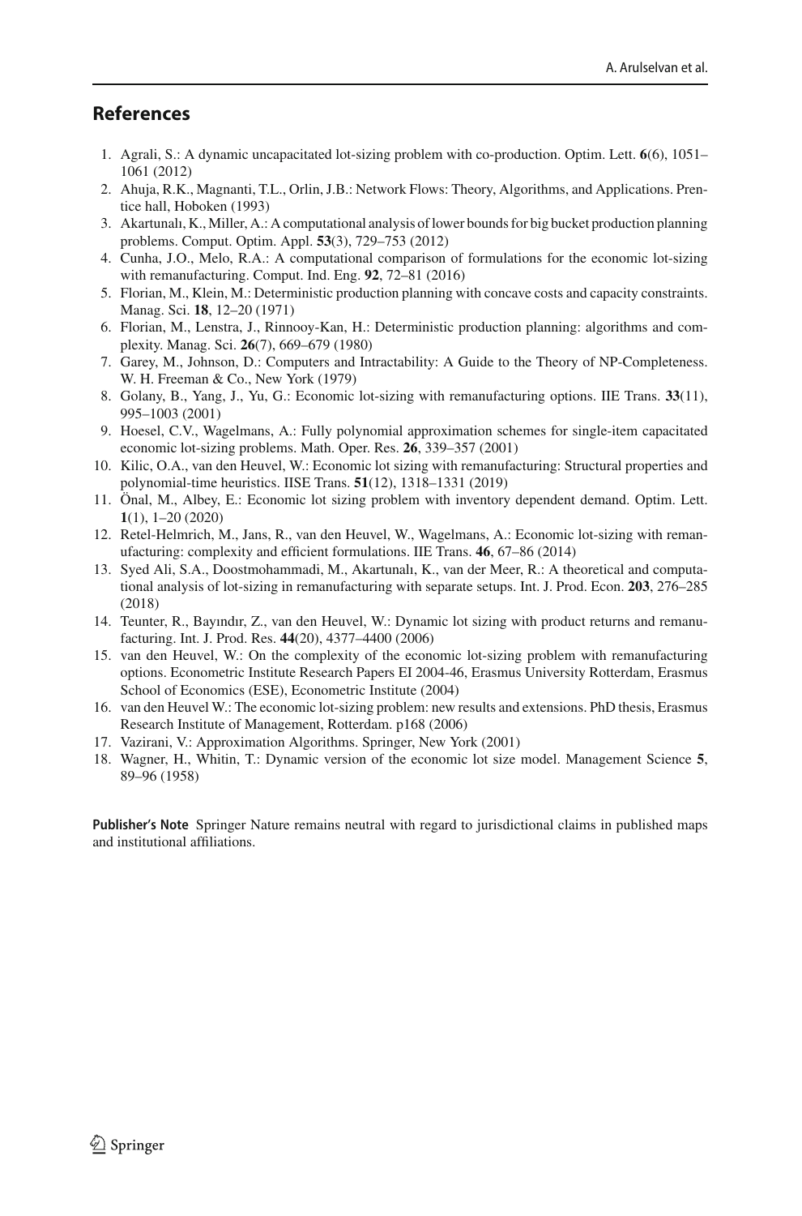## References

1. Agrali, S.: A dynamic uncapacitated lot-sizing problem with co-production. Optim. Lett. **6**(6), 1051–1061 (2012)
2. Ahuja, R.K., Magnanti, T.L., Orlin, J.B.: Network Flows: Theory, Algorithms, and Applications. Prentice hall, Hoboken (1993)
3. Akartunalı, K., Miller, A.: A computational analysis of lower bounds for big bucket production planning problems. Comput. Optim. Appl. **53**(3), 729–753 (2012)
4. Cunha, J.O., Melo, R.A.: A computational comparison of formulations for the economic lot-sizing with remanufacturing. Comput. Ind. Eng. **92**, 72–81 (2016)
5. Florian, M., Klein, M.: Deterministic production planning with concave costs and capacity constraints. Manag. Sci. **18**, 12–20 (1971)
6. Florian, M., Lenstra, J., Rinnooy-Kan, H.: Deterministic production planning: algorithms and complexity. Manag. Sci. **26**(7), 669–679 (1980)
7. Garey, M., Johnson, D.: Computers and Intractability: A Guide to the Theory of NP-Completeness. W. H. Freeman & Co., New York (1979)
8. Golany, B., Yang, J., Yu, G.: Economic lot-sizing with remanufacturing options. IIE Trans. **33**(11), 995–1003 (2001)
9. Hoesel, C.V., Wagelmans, A.: Fully polynomial approximation schemes for single-item capacitated economic lot-sizing problems. Math. Oper. Res. **26**, 339–357 (2001)
10. Kilic, O.A., van den Heuvel, W.: Economic lot sizing with remanufacturing: Structural properties and polynomial-time heuristics. IISE Trans. **51**(12), 1318–1331 (2019)
11. Önal, M., Albey, E.: Economic lot sizing problem with inventory dependent demand. Optim. Lett. **1**(1), 1–20 (2020)
12. Retel-Helmrich, M., Jans, R., van den Heuvel, W., Wagelmans, A.: Economic lot-sizing with remanufacturing: complexity and efficient formulations. IIE Trans. **46**, 67–86 (2014)
13. Syed Ali, S.A., Doostmohammadi, M., Akartunalı, K., van der Meer, R.: A theoretical and computational analysis of lot-sizing in remanufacturing with separate setups. Int. J. Prod. Econ. **203**, 276–285 (2018)
14. Teunter, R., Bayındır, Z., van den Heuvel, W.: Dynamic lot sizing with product returns and remanufacturing. Int. J. Prod. Res. **44**(20), 4377–4400 (2006)
15. van den Heuvel, W.: On the complexity of the economic lot-sizing problem with remanufacturing options. Econometric Institute Research Papers EI 2004-46, Erasmus University Rotterdam, Erasmus School of Economics (ESE), Econometric Institute (2004)
16. van den Heuvel W.: The economic lot-sizing problem: new results and extensions. PhD thesis, Erasmus Research Institute of Management, Rotterdam. p168 (2006)
17. Vazirani, V.: Approximation Algorithms. Springer, New York (2001)
18. Wagner, H., Whitin, T.: Dynamic version of the economic lot size model. Management Science **5**, 89–96 (1958)

**Publisher's Note** Springer Nature remains neutral with regard to jurisdictional claims in published maps and institutional affiliations.